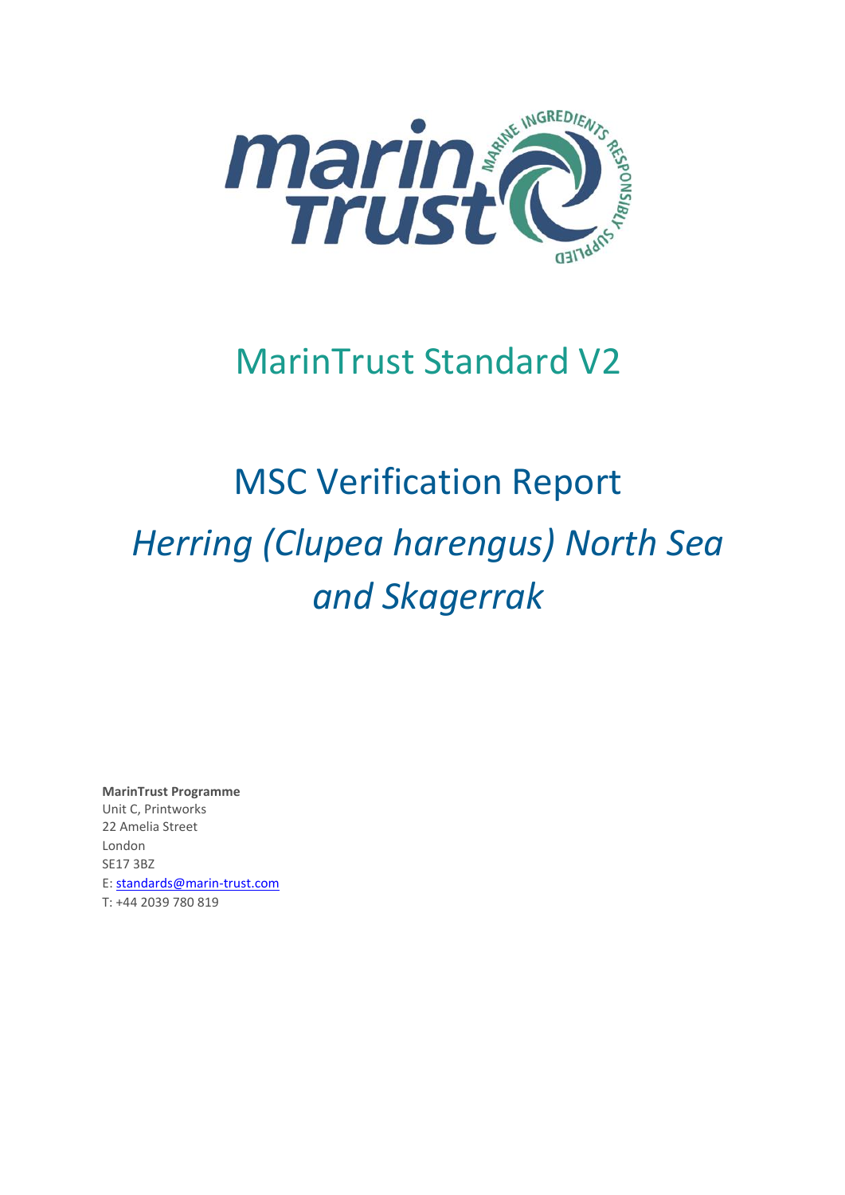# MarinTrust Standard V2

# MSC Verification Report

## *Herring (Clupea harengus) North Sea and Skagerrak*

**MarinTrust Programme**
Unit C, Printworks
22 Amelia Street
London
SE17 3BZ
E: standards@marin-trust.com
T: +44 2039 780 819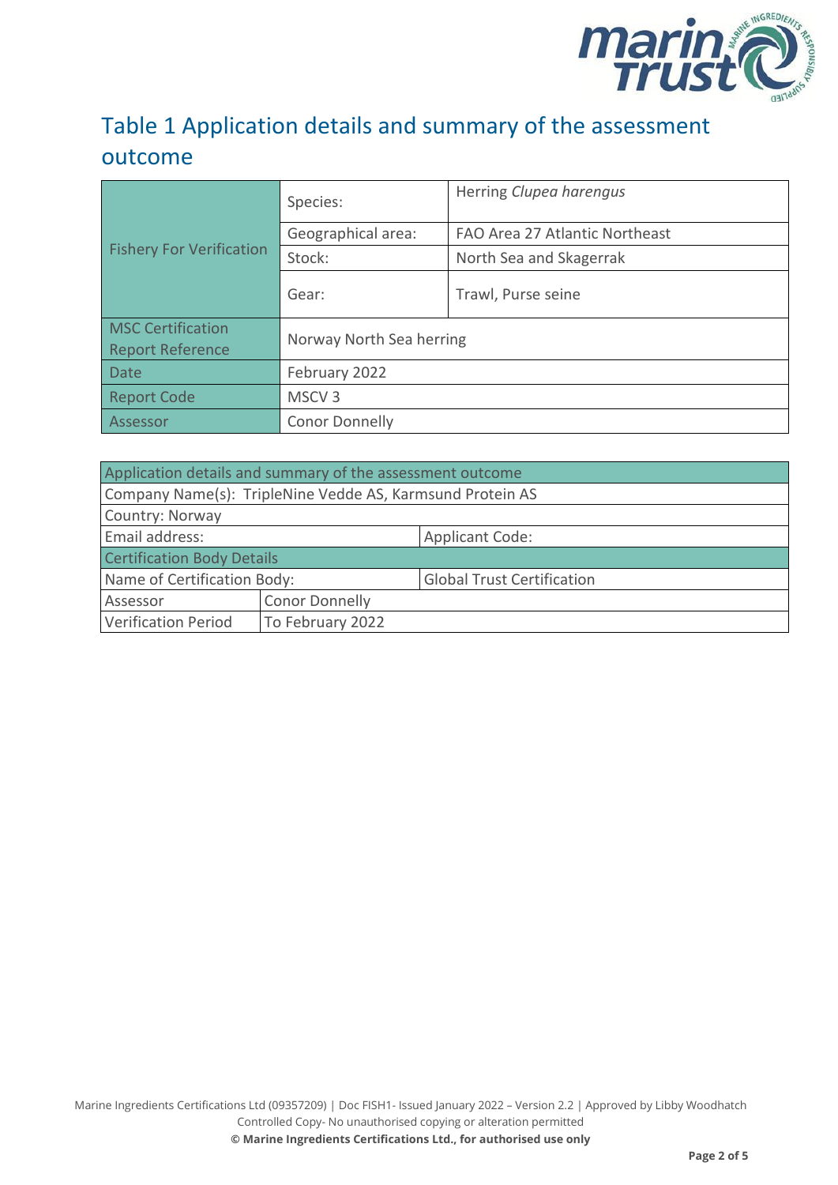# Table 1 Application details and summary of the assessment outcome

| Fishery For Verification | Species: | Herring *Clupea harengus* |
|---|---|---|
| | Geographical area: | FAO Area 27 Atlantic Northeast |
| | Stock: | North Sea and Skagerrak |
| | Gear: | Trawl, Purse seine |
| MSC Certification Report Reference | Norway North Sea herring | |
| Date | February 2022 | |
| Report Code | MSCV 3 | |
| Assessor | Conor Donnelly | |

| Application details and summary of the assessment outcome | | |
|---|---|---|
| Company Name(s): TripleNine Vedde AS, Karmsund Protein AS | | |
| Country: Norway | | |
| Email address: | | Applicant Code: |
| Certification Body Details | | |
| Name of Certification Body: | | Global Trust Certification |
| Assessor | Conor Donnelly | |
| Verification Period | To February 2022 | |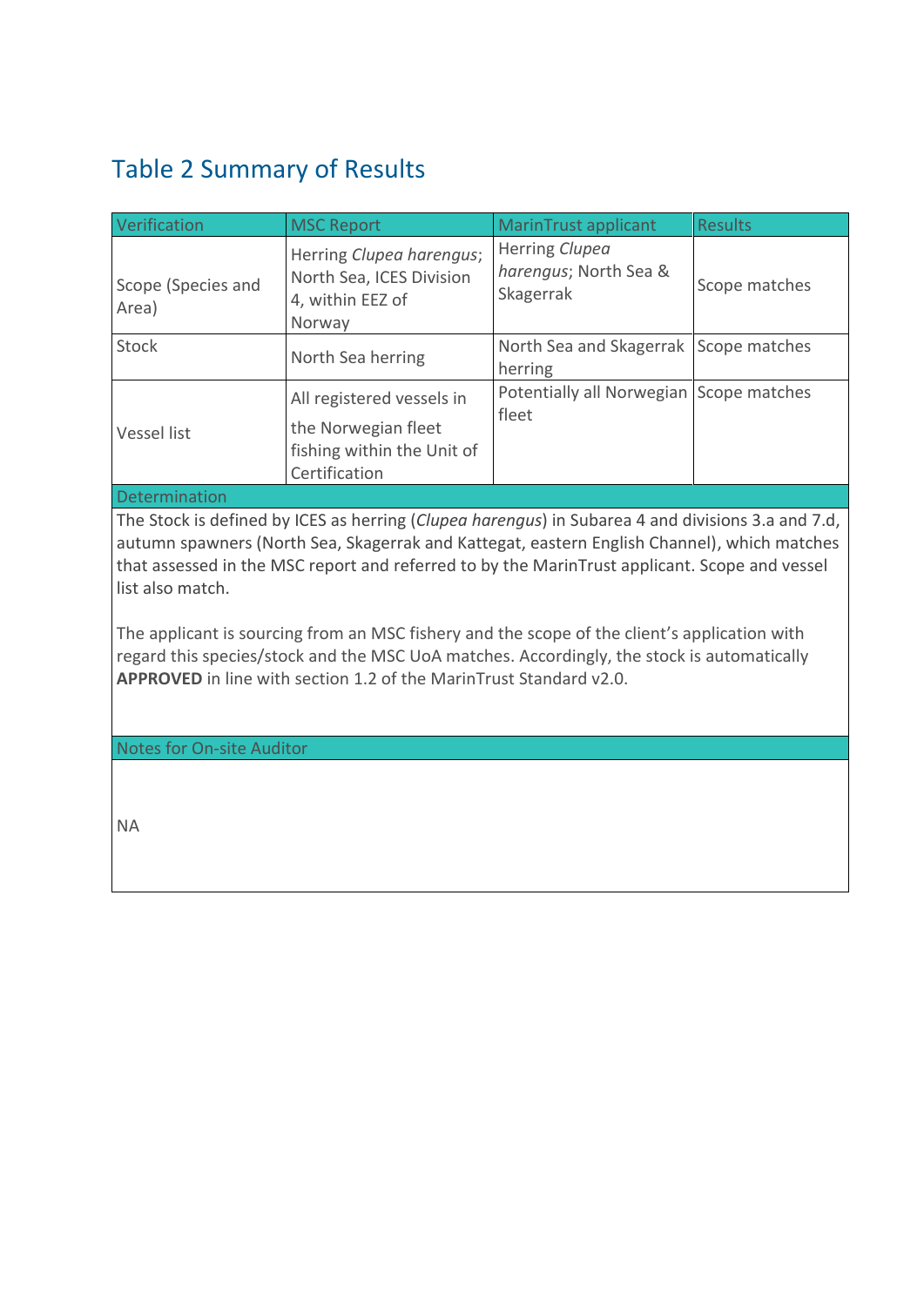## Table 2 Summary of Results

| Verification | MSC Report | MarinTrust applicant | Results |
|---|---|---|---|
| Scope (Species and Area) | Herring *Clupea harengus*; North Sea, ICES Division 4, within EEZ of Norway | Herring *Clupea harengus*; North Sea & Skagerrak | Scope matches |
| Stock | North Sea herring | North Sea and Skagerrak herring | Scope matches |
| Vessel list | All registered vessels in the Norwegian fleet fishing within the Unit of Certification | Potentially all Norwegian fleet | Scope matches |
| Determination | | | |
| The Stock is defined by ICES as herring (*Clupea harengus*) in Subarea 4 and divisions 3.a and 7.d, autumn spawners (North Sea, Skagerrak and Kattegat, eastern English Channel), which matches that assessed in the MSC report and referred to by the MarinTrust applicant. Scope and vessel list also match.<br><br>The applicant is sourcing from an MSC fishery and the scope of the client's application with regard this species/stock and the MSC UoA matches. Accordingly, the stock is automatically **APPROVED** in line with section 1.2 of the MarinTrust Standard v2.0. | | | |
| Notes for On-site Auditor | | | |
| NA | | | |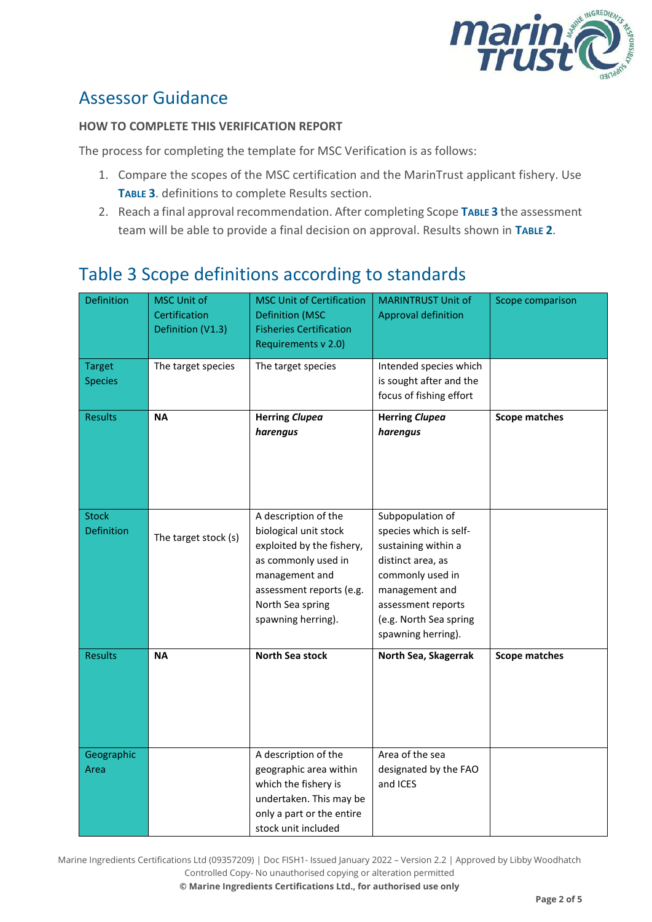## Assessor Guidance

**HOW TO COMPLETE THIS VERIFICATION REPORT**

The process for completing the template for MSC Verification is as follows:

1. Compare the scopes of the MSC certification and the MarinTrust applicant fishery. Use **TABLE 3**. definitions to complete Results section.
2. Reach a final approval recommendation. After completing Scope **TABLE 3** the assessment team will be able to provide a final decision on approval. Results shown in **TABLE 2**.

## Table 3 Scope definitions according to standards

| Definition | MSC Unit of Certification Definition (V1.3) | MSC Unit of Certification Definition (MSC Fisheries Certification Requirements v 2.0) | MARINTRUST Unit of Approval definition | Scope comparison |
|---|---|---|---|---|
| Target Species | The target species | The target species | Intended species which is sought after and the focus of fishing effort | |
| Results | **NA** | **Herring *Clupea harengus*** | **Herring *Clupea harengus*** | **Scope matches** |
| Stock Definition | The target stock (s) | A description of the biological unit stock exploited by the fishery, as commonly used in management and assessment reports (e.g. North Sea spring spawning herring). | Subpopulation of species which is self-sustaining within a distinct area, as commonly used in management and assessment reports (e.g. North Sea spring spawning herring). | |
| Results | **NA** | **North Sea stock** | **North Sea, Skagerrak** | **Scope matches** |
| Geographic Area | | A description of the geographic area within which the fishery is undertaken. This may be only a part or the entire stock unit included | Area of the sea designated by the FAO and ICES | |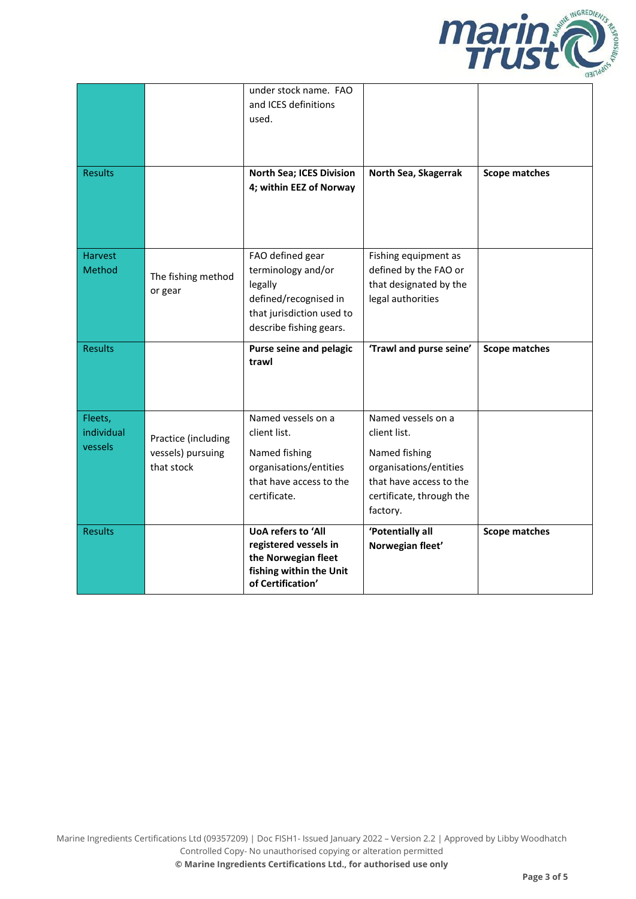| | | | | |
|---|---|---|---|---|
| | | under stock name. FAO and ICES definitions used. | | |
| Results | | **North Sea; ICES Division 4; within EEZ of Norway** | **North Sea, Skagerrak** | **Scope matches** |
| Harvest Method | The fishing method or gear | FAO defined gear terminology and/or legally defined/recognised in that jurisdiction used to describe fishing gears. | Fishing equipment as defined by the FAO or that designated by the legal authorities | |
| Results | | **Purse seine and pelagic trawl** | **'Trawl and purse seine'** | **Scope matches** |
| Fleets, individual vessels | Practice (including vessels) pursuing that stock | Named vessels on a client list.<br><br>Named fishing organisations/entities that have access to the certificate. | Named vessels on a client list.<br><br>Named fishing organisations/entities that have access to the certificate, through the factory. | |
| Results | | **UoA refers to 'All registered vessels in the Norwegian fleet fishing within the Unit of Certification'** | **'Potentially all Norwegian fleet'** | **Scope matches** |